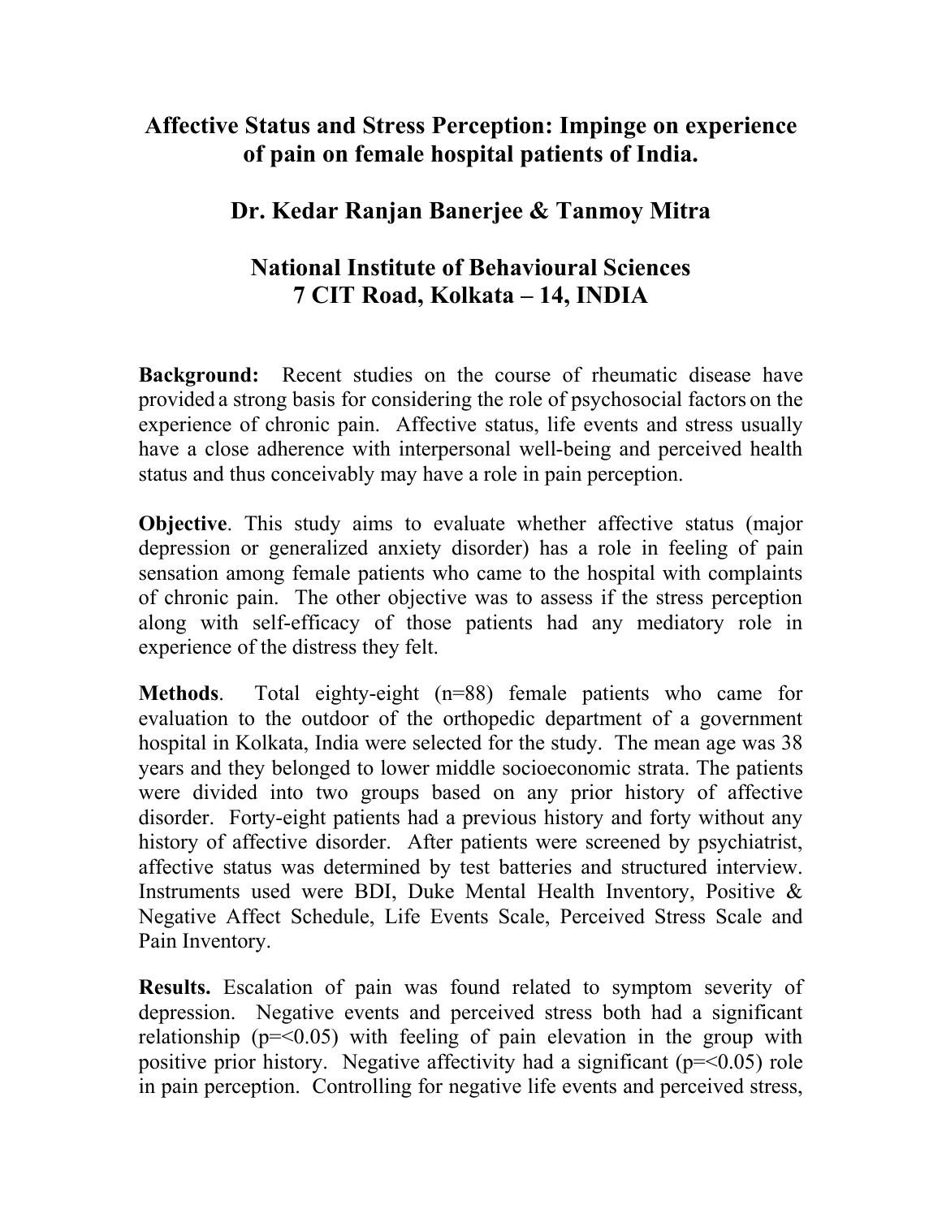# Affective Status and Stress Perception: Impinge on experience of pain on female hospital patients of India.

## Dr. Kedar Ranjan Banerjee & Tanmoy Mitra

## National Institute of Behavioural Sciences
## 7 CIT Road, Kolkata – 14, INDIA

**Background:** Recent studies on the course of rheumatic disease have provided a strong basis for considering the role of psychosocial factors on the experience of chronic pain. Affective status, life events and stress usually have a close adherence with interpersonal well-being and perceived health status and thus conceivably may have a role in pain perception.

**Objective**. This study aims to evaluate whether affective status (major depression or generalized anxiety disorder) has a role in feeling of pain sensation among female patients who came to the hospital with complaints of chronic pain. The other objective was to assess if the stress perception along with self-efficacy of those patients had any mediatory role in experience of the distress they felt.

**Methods**. Total eighty-eight (n=88) female patients who came for evaluation to the outdoor of the orthopedic department of a government hospital in Kolkata, India were selected for the study. The mean age was 38 years and they belonged to lower middle socioeconomic strata. The patients were divided into two groups based on any prior history of affective disorder. Forty-eight patients had a previous history and forty without any history of affective disorder. After patients were screened by psychiatrist, affective status was determined by test batteries and structured interview. Instruments used were BDI, Duke Mental Health Inventory, Positive & Negative Affect Schedule, Life Events Scale, Perceived Stress Scale and Pain Inventory.

**Results.** Escalation of pain was found related to symptom severity of depression. Negative events and perceived stress both had a significant relationship ($p=<0.05$) with feeling of pain elevation in the group with positive prior history. Negative affectivity had a significant ($p=<0.05$) role in pain perception. Controlling for negative life events and perceived stress,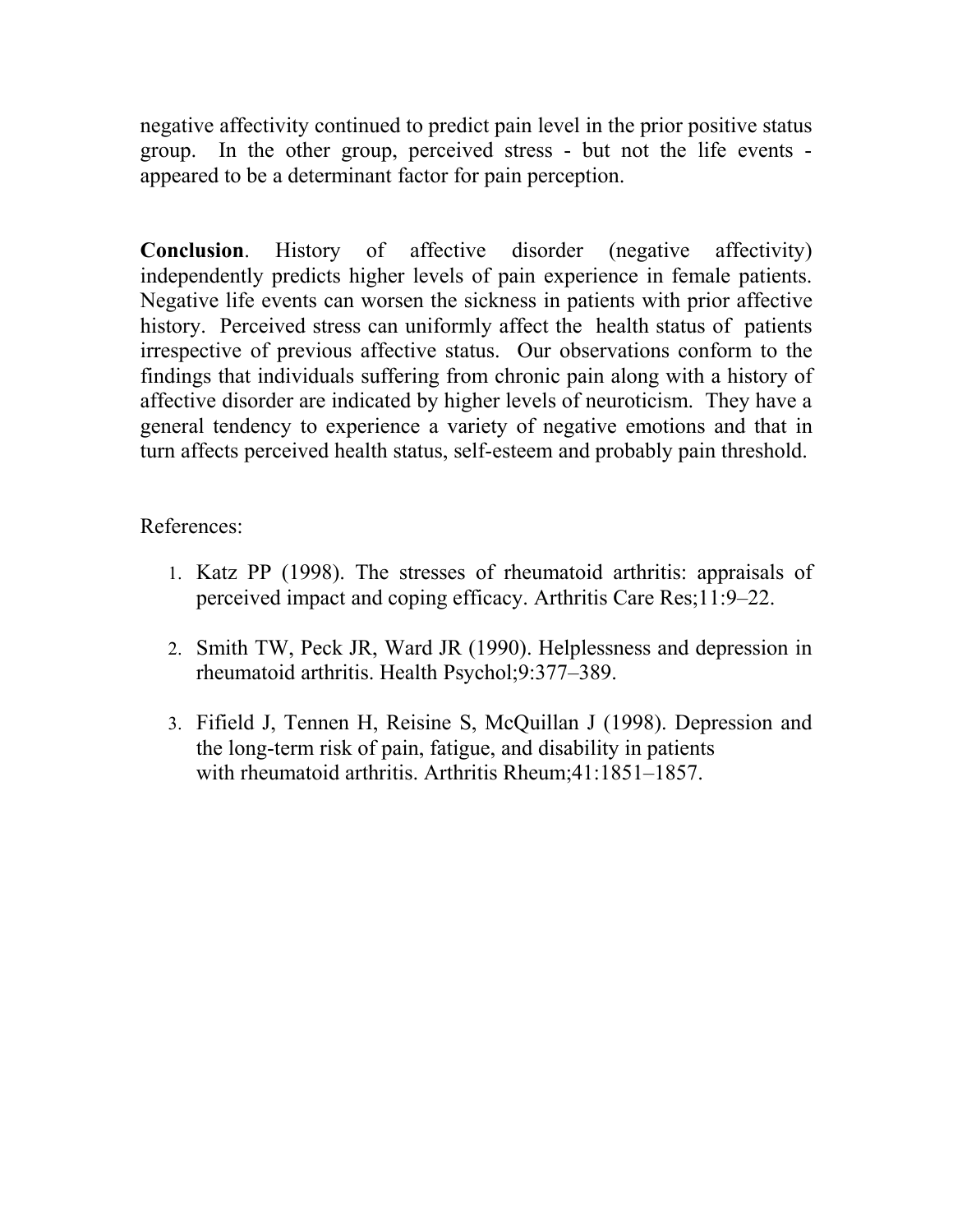negative affectivity continued to predict pain level in the prior positive status group. In the other group, perceived stress - but not the life events - appeared to be a determinant factor for pain perception.

**Conclusion**. History of affective disorder (negative affectivity) independently predicts higher levels of pain experience in female patients. Negative life events can worsen the sickness in patients with prior affective history. Perceived stress can uniformly affect the health status of patients irrespective of previous affective status. Our observations conform to the findings that individuals suffering from chronic pain along with a history of affective disorder are indicated by higher levels of neuroticism. They have a general tendency to experience a variety of negative emotions and that in turn affects perceived health status, self-esteem and probably pain threshold.

References:

1. Katz PP (1998). The stresses of rheumatoid arthritis: appraisals of perceived impact and coping efficacy. Arthritis Care Res;11:9–22.

2. Smith TW, Peck JR, Ward JR (1990). Helplessness and depression in rheumatoid arthritis. Health Psychol;9:377–389.

3. Fifield J, Tennen H, Reisine S, McQuillan J (1998). Depression and the long-term risk of pain, fatigue, and disability in patients with rheumatoid arthritis. Arthritis Rheum;41:1851–1857.